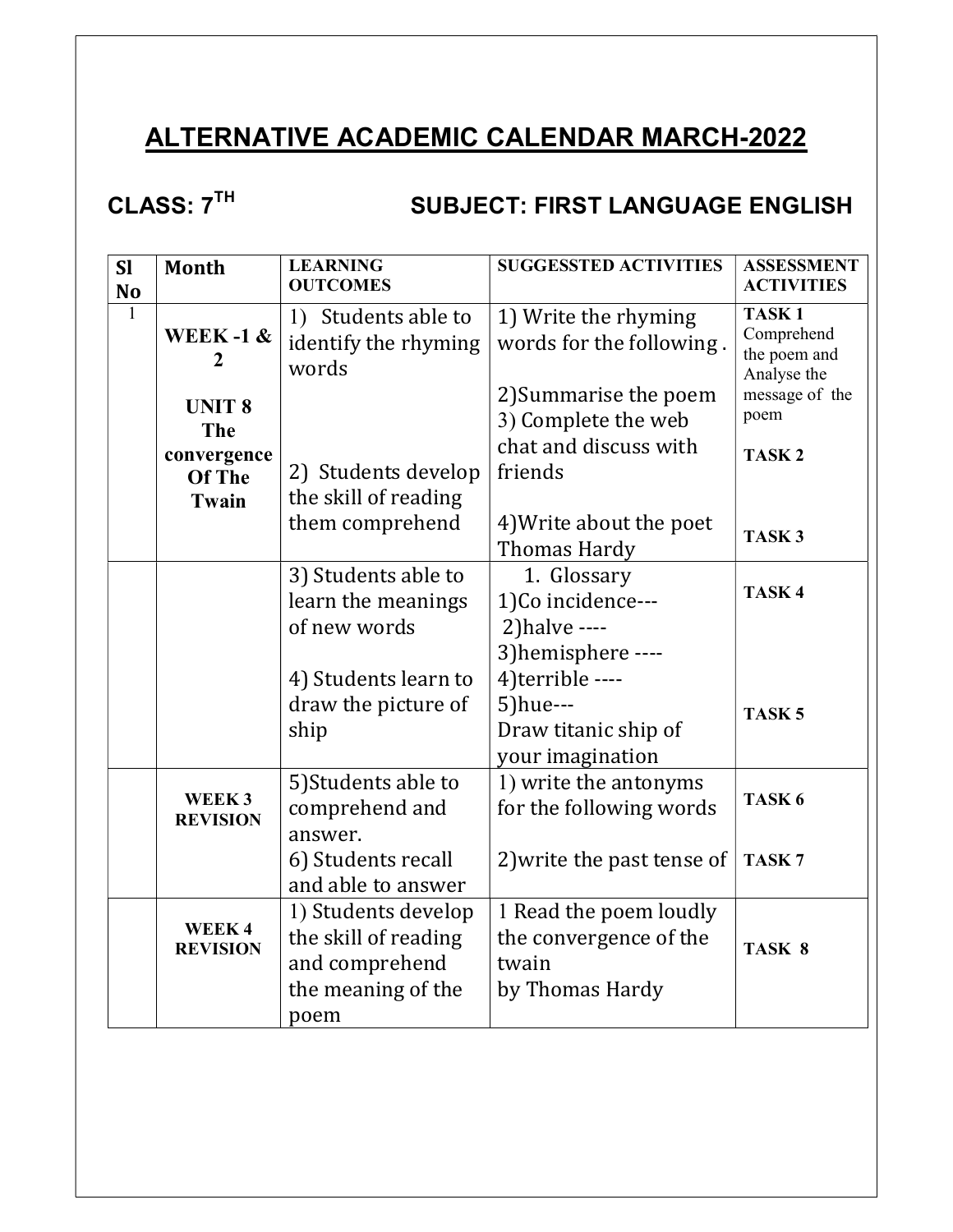# ALTERNATIVE ACADEMIC CALENDAR MARCH-2022

**CLASS: 7TH** **SUBJECT: FIRST LANGUAGE ENGLISH**

| Sl No | Month | LEARNING OUTCOMES | SUGGESSTED ACTIVITIES | ASSESSMENT ACTIVITIES |
|---|---|---|---|---|
| 1 | **WEEK -1 & 2**<br><br>**UNIT 8 The convergence Of The Twain** | 1) Students able to identify the rhyming words<br><br>2) Students develop the skill of reading them comprehend | 1) Write the rhyming words for the following .<br><br>2)Summarise the poem<br>3) Complete the web chat and discuss with friends<br><br>4)Write about the poet Thomas Hardy | **TASK 1** Comprehend the poem and Analyse the message of the poem<br><br>**TASK 2**<br><br>**TASK 3** |
| | | 3) Students able to learn the meanings of new words<br><br>4) Students learn to draw the picture of ship | 1. Glossary<br>1)Co incidence---<br>2)halve ----<br>3)hemisphere ----<br>4)terrible ----<br>5)hue---<br>Draw titanic ship of your imagination | **TASK 4**<br><br>**TASK 5** |
| | **WEEK 3 REVISION** | 5)Students able to comprehend and answer.<br>6) Students recall and able to answer | 1) write the antonyms for the following words<br><br>2)write the past tense of | **TASK 6**<br><br>**TASK 7** |
| | **WEEK 4 REVISION** | 1) Students develop the skill of reading and comprehend the meaning of the poem | 1 Read the poem loudly the convergence of the twain<br>by Thomas Hardy | **TASK 8** |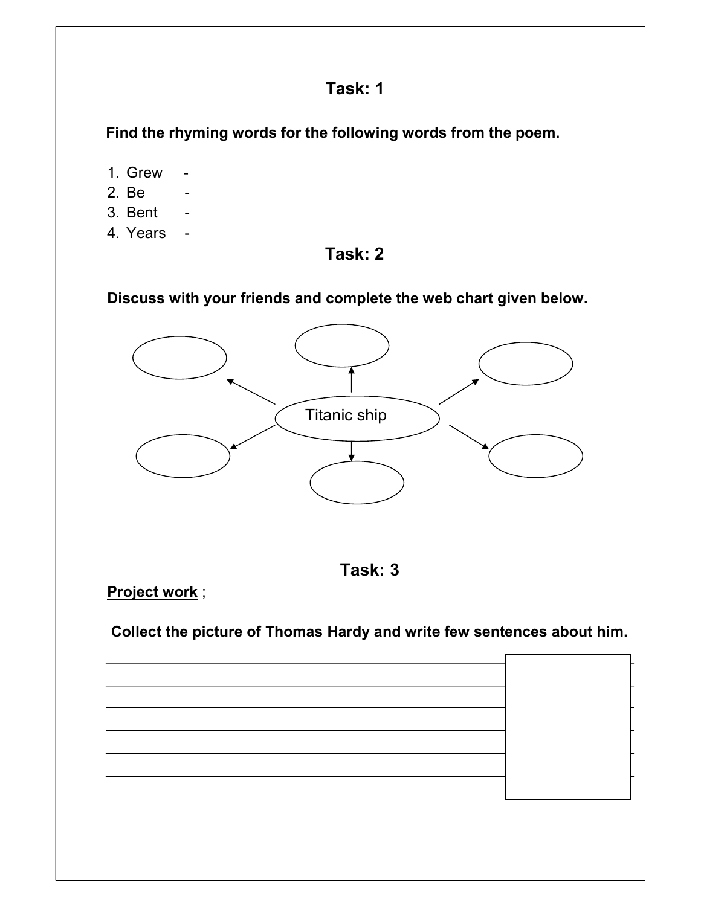## Task: 1

**Find the rhyming words for the following words from the poem.**

1. Grew -
2. Be -
3. Bent -
4. Years -

## Task: 2

**Discuss with your friends and complete the web chart given below.**

Titanic ship

## Task: 3

**<u>Project work</u>** ;

**Collect the picture of Thomas Hardy and write few sentences about him.**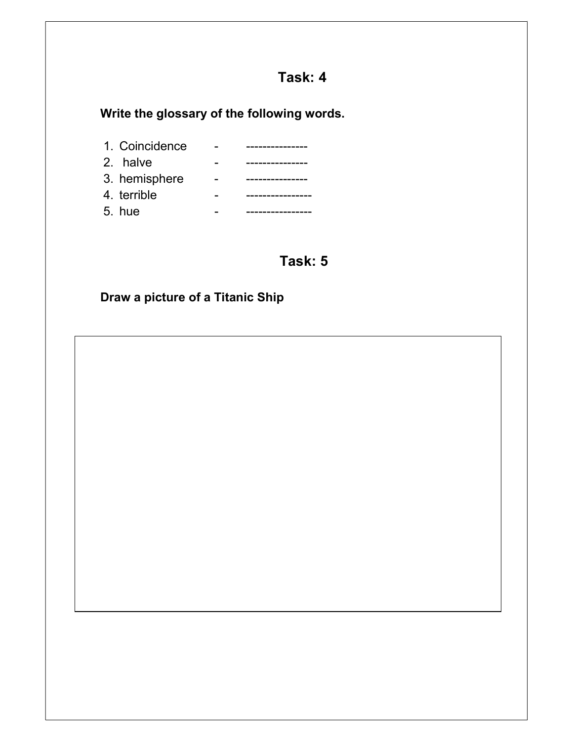## Task: 4

**Write the glossary of the following words.**

1. Coincidence - ---------------
2. halve - ---------------
3. hemisphere - ---------------
4. terrible - ----------------
5. hue - ----------------

## Task: 5

**Draw a picture of a Titanic Ship**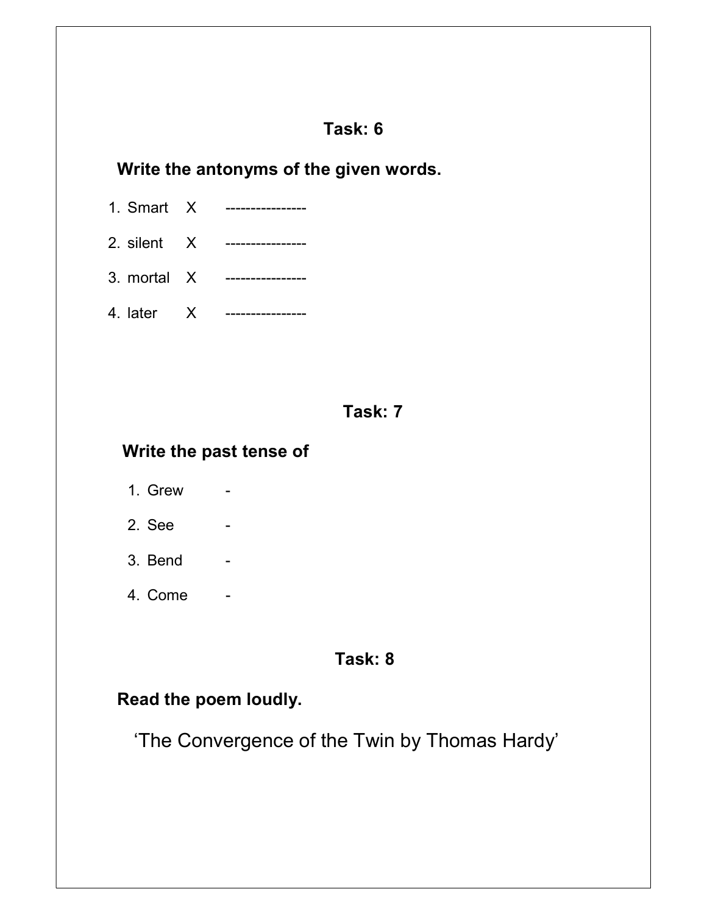## Task: 6

**Write the antonyms of the given words.**

1. Smart X ----------------
2. silent X ----------------
3. mortal X ----------------
4. later X ----------------

## Task: 7

**Write the past tense of**

1. Grew -
2. See -
3. Bend -
4. Come -

## Task: 8

**Read the poem loudly.**

'The Convergence of the Twin by Thomas Hardy'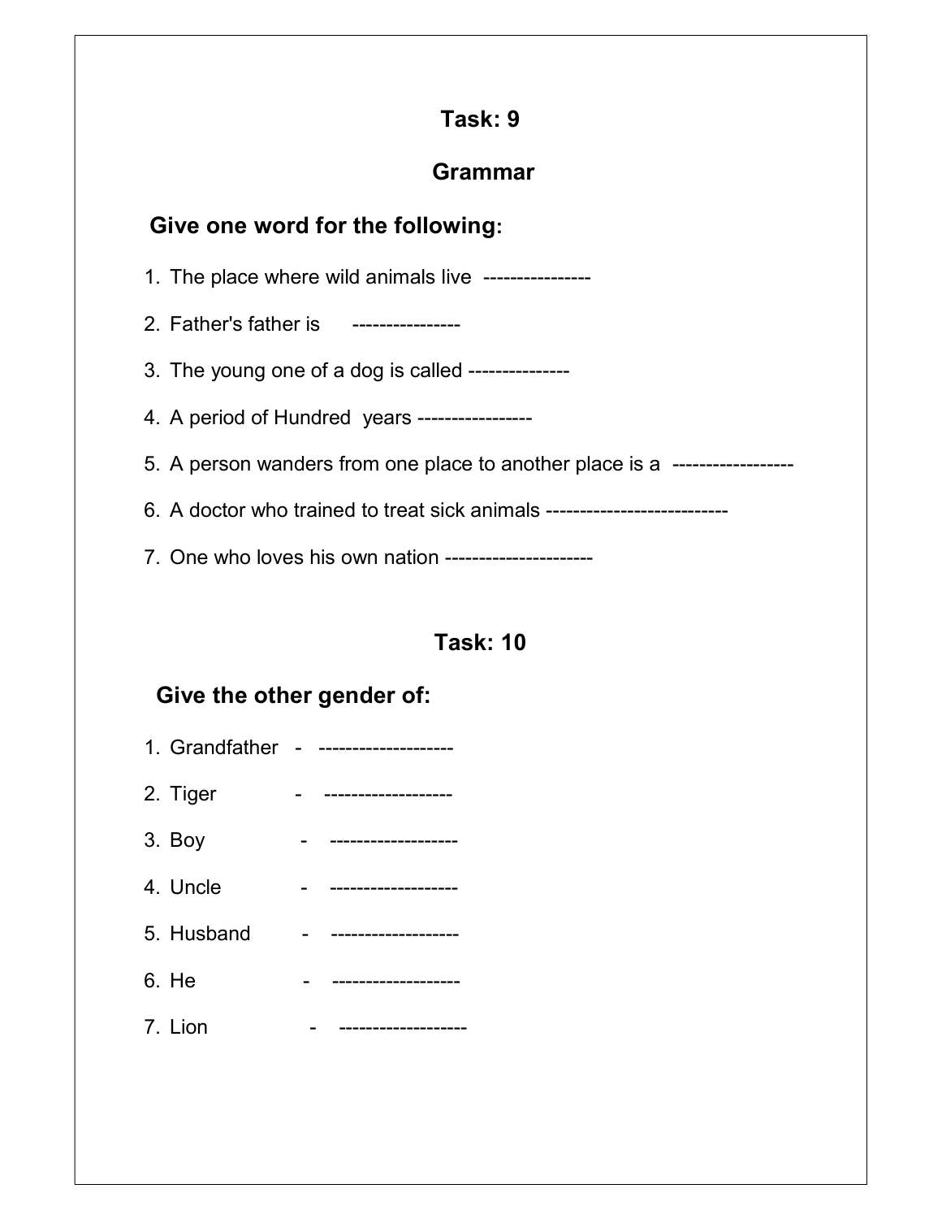## Task: 9

## Grammar

### Give one word for the following:

1. The place where wild animals live ----------------
2. Father's father is ----------------
3. The young one of a dog is called ---------------
4. A period of Hundred years -----------------
5. A person wanders from one place to another place is a ------------------
6. A doctor who trained to treat sick animals ---------------------------
7. One who loves his own nation ----------------------

## Task: 10

### Give the other gender of:

1. Grandfather - --------------------
2. Tiger - -------------------
3. Boy - -------------------
4. Uncle - -------------------
5. Husband - -------------------
6. He - -------------------
7. Lion - -------------------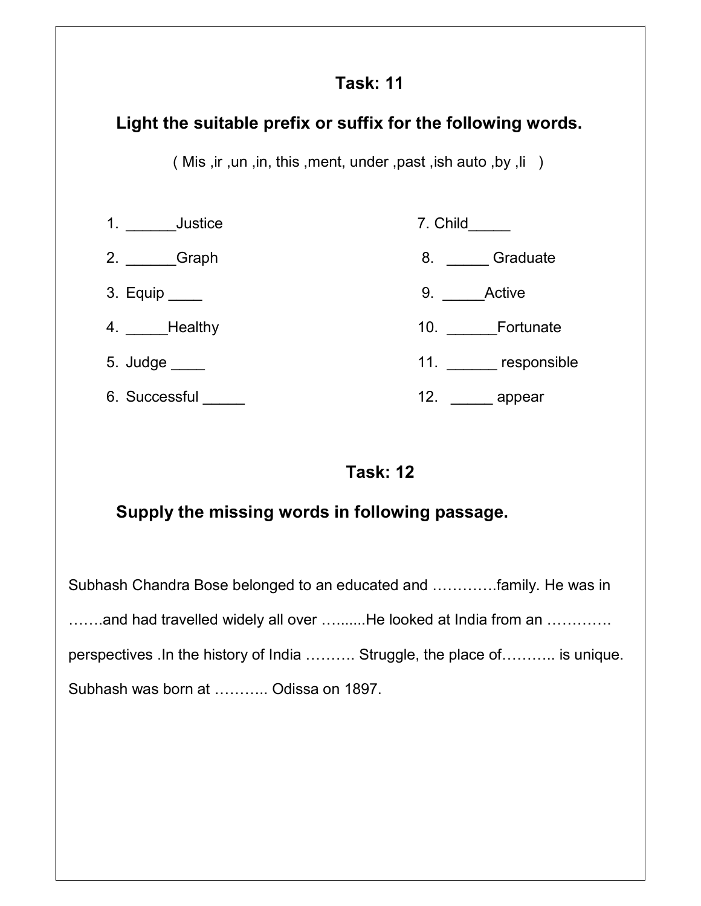## Task: 11

### Light the suitable prefix or suffix for the following words.

( Mis ,ir ,un ,in, this ,ment, under ,past ,ish auto ,by ,li )

1. ______Justice
2. ______Graph
3. Equip ____
4. _____Healthy
5. Judge ____
6. Successful _____
7. Child_____
8. _____ Graduate
9. _____Active
10. ______Fortunate
11. ______ responsible
12. _____ appear

## Task: 12

### Supply the missing words in following passage.

Subhash Chandra Bose belonged to an educated and ………….family. He was in …….and had travelled widely all over …......He looked at India from an …………. perspectives .In the history of India ………. Struggle, the place of……….. is unique. Subhash was born at ……….. Odissa on 1897.